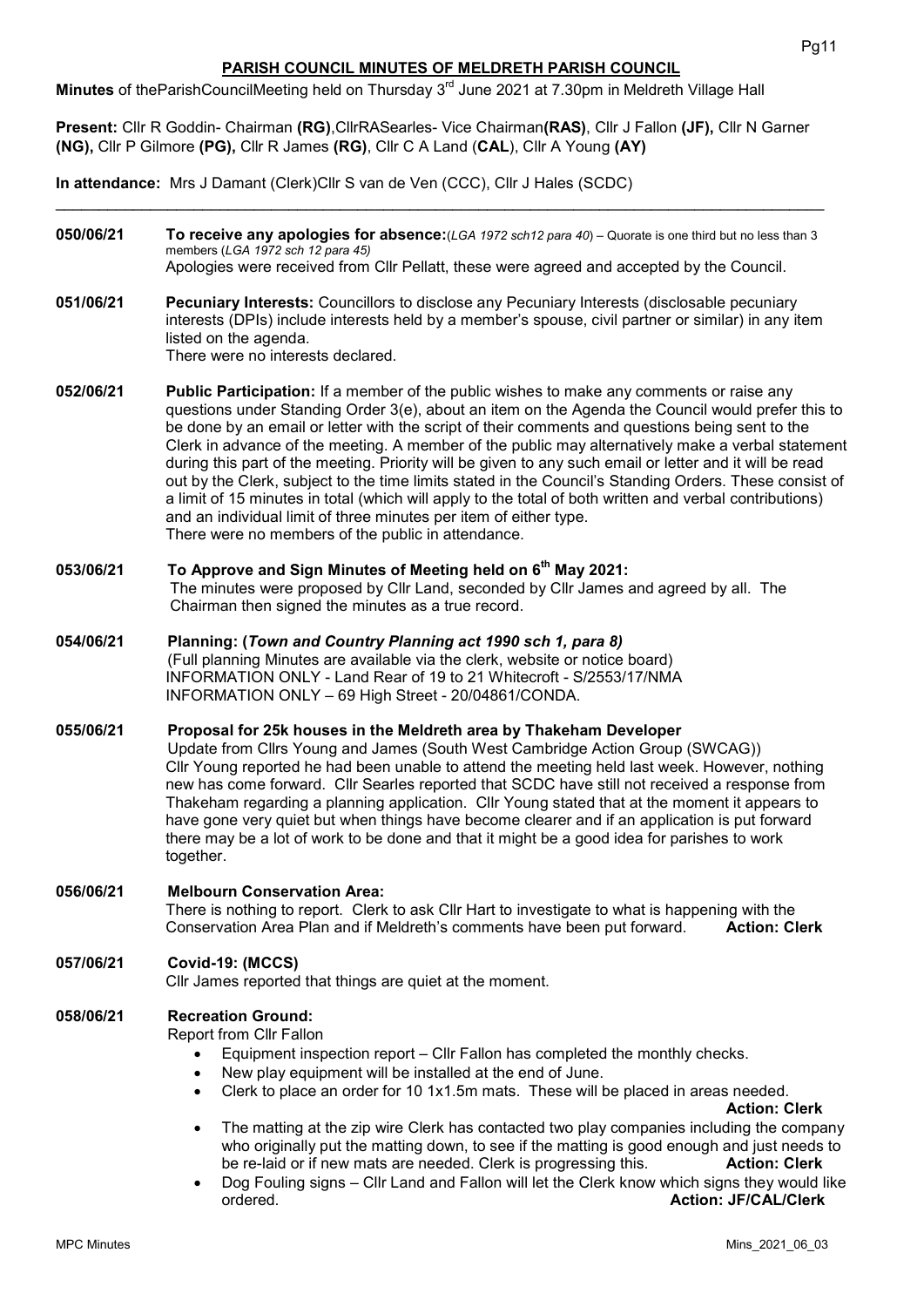# PARISH COUNCIL MINUTES OF MELDRETH PARISH COUNCIL

**Minutes** of theParishCouncilMeeting held on Thursday 3rd June 2021 at 7.30pm in Meldreth Village Hall

**Present:** Cllr R Goddin- Chairman **(RG)**,CllrRASearles- Vice Chairman**(RAS)**, Cllr J Fallon **(JF),** Cllr N Garner **(NG),** Cllr P Gilmore **(PG),** Cllr R James **(RG)**, Cllr C A Land (**CAL**), Cllr A Young **(AY)**

**In attendance:** Mrs J Damant (Clerk)Cllr S van de Ven (CCC), Cllr J Hales (SCDC)

---

**050/06/21** **To receive any apologies for absence:**(*LGA 1972 sch12 para 40*) – Quorate is one third but no less than 3 members (*LGA 1972 sch 12 para 45)*
Apologies were received from Cllr Pellatt, these were agreed and accepted by the Council.

**051/06/21** **Pecuniary Interests:** Councillors to disclose any Pecuniary Interests (disclosable pecuniary interests (DPIs) include interests held by a member's spouse, civil partner or similar) in any item listed on the agenda.
There were no interests declared.

**052/06/21** **Public Participation:** If a member of the public wishes to make any comments or raise any questions under Standing Order 3(e), about an item on the Agenda the Council would prefer this to be done by an email or letter with the script of their comments and questions being sent to the Clerk in advance of the meeting. A member of the public may alternatively make a verbal statement during this part of the meeting. Priority will be given to any such email or letter and it will be read out by the Clerk, subject to the time limits stated in the Council's Standing Orders. These consist of a limit of 15 minutes in total (which will apply to the total of both written and verbal contributions) and an individual limit of three minutes per item of either type.
There were no members of the public in attendance.

**053/06/21** **To Approve and Sign Minutes of Meeting held on 6th May 2021:**
The minutes were proposed by Cllr Land, seconded by Cllr James and agreed by all. The Chairman then signed the minutes as a true record.

**054/06/21** **Planning: (*Town and Country Planning act 1990 sch 1, para 8)***
(Full planning Minutes are available via the clerk, website or notice board)
INFORMATION ONLY - Land Rear of 19 to 21 Whitecroft - S/2553/17/NMA
INFORMATION ONLY – 69 High Street - 20/04861/CONDA.

**055/06/21** **Proposal for 25k houses in the Meldreth area by Thakeham Developer**
Update from Cllrs Young and James (South West Cambridge Action Group (SWCAG))
Cllr Young reported he had been unable to attend the meeting held last week. However, nothing new has come forward. Cllr Searles reported that SCDC have still not received a response from Thakeham regarding a planning application. Cllr Young stated that at the moment it appears to have gone very quiet but when things have become clearer and if an application is put forward there may be a lot of work to be done and that it might be a good idea for parishes to work together.

**056/06/21** **Melbourn Conservation Area:**
There is nothing to report. Clerk to ask Cllr Hart to investigate to what is happening with the Conservation Area Plan and if Meldreth's comments have been put forward. **Action: Clerk**

**057/06/21** **Covid-19: (MCCS)**
Cllr James reported that things are quiet at the moment.

**058/06/21** **Recreation Ground:**
Report from Cllr Fallon

- Equipment inspection report – Cllr Fallon has completed the monthly checks.
- New play equipment will be installed at the end of June.
- Clerk to place an order for 10 1x1.5m mats. These will be placed in areas needed. **Action: Clerk**
- The matting at the zip wire Clerk has contacted two play companies including the company who originally put the matting down, to see if the matting is good enough and just needs to be re-laid or if new mats are needed. Clerk is progressing this. **Action: Clerk**
- Dog Fouling signs – Cllr Land and Fallon will let the Clerk know which signs they would like ordered. **Action: JF/CAL/Clerk**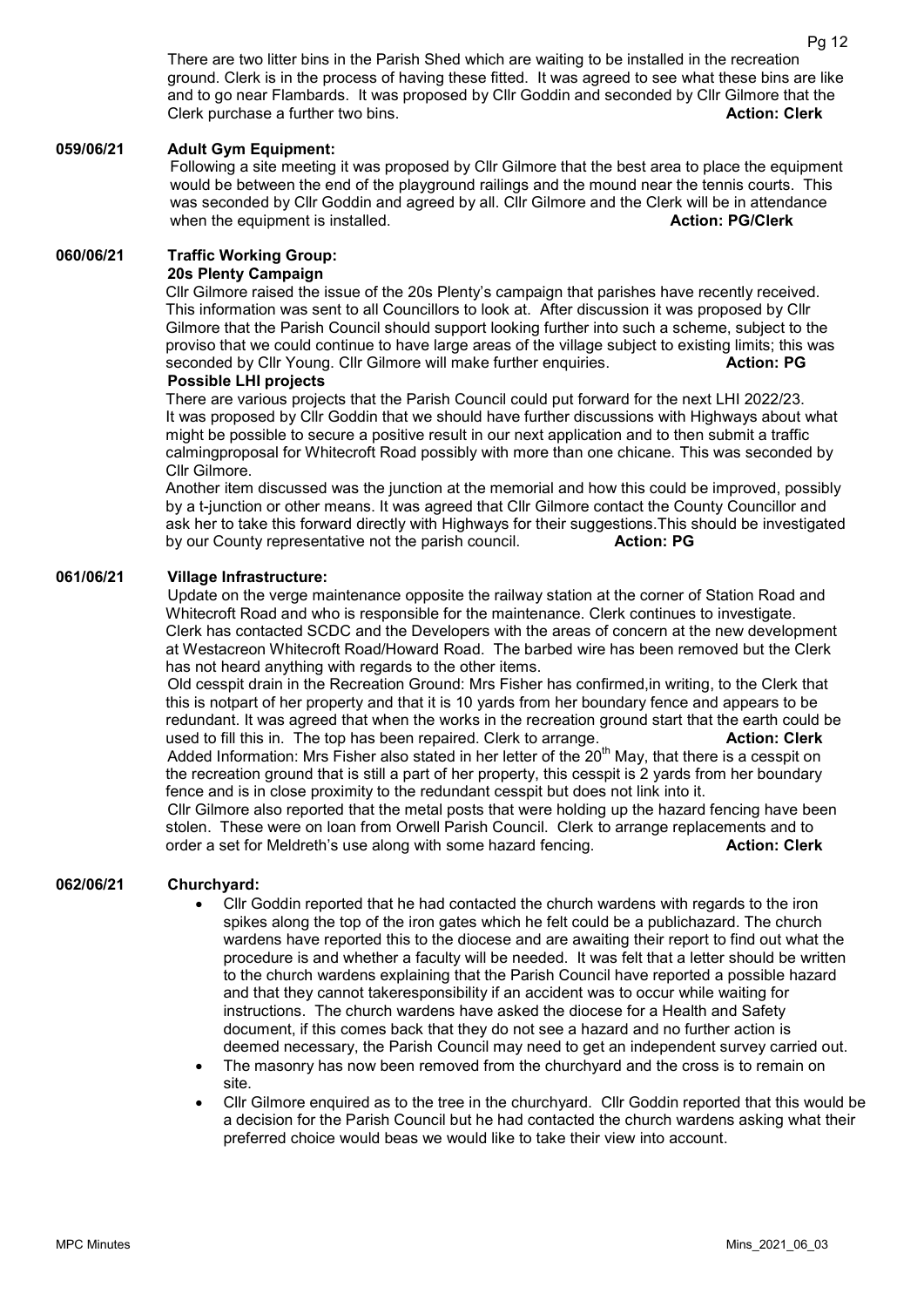There are two litter bins in the Parish Shed which are waiting to be installed in the recreation ground. Clerk is in the process of having these fitted. It was agreed to see what these bins are like and to go near Flambards. It was proposed by Cllr Goddin and seconded by Cllr Gilmore that the Clerk purchase a further two bins. **Action: Clerk**

**059/06/21 Adult Gym Equipment:**

Following a site meeting it was proposed by Cllr Gilmore that the best area to place the equipment would be between the end of the playground railings and the mound near the tennis courts. This was seconded by Cllr Goddin and agreed by all. Cllr Gilmore and the Clerk will be in attendance when the equipment is installed. **Action: PG/Clerk**

**060/06/21 Traffic Working Group:**

**20s Plenty Campaign**

Cllr Gilmore raised the issue of the 20s Plenty's campaign that parishes have recently received. This information was sent to all Councillors to look at. After discussion it was proposed by Cllr Gilmore that the Parish Council should support looking further into such a scheme, subject to the proviso that we could continue to have large areas of the village subject to existing limits; this was seconded by Cllr Young. Cllr Gilmore will make further enquiries. **Action: PG**

**Possible LHI projects**

There are various projects that the Parish Council could put forward for the next LHI 2022/23. It was proposed by Cllr Goddin that we should have further discussions with Highways about what might be possible to secure a positive result in our next application and to then submit a traffic calmingproposal for Whitecroft Road possibly with more than one chicane. This was seconded by Cllr Gilmore.

Another item discussed was the junction at the memorial and how this could be improved, possibly by a t-junction or other means. It was agreed that Cllr Gilmore contact the County Councillor and ask her to take this forward directly with Highways for their suggestions.This should be investigated by our County representative not the parish council. **Action: PG**

**061/06/21 Village Infrastructure:**

Update on the verge maintenance opposite the railway station at the corner of Station Road and Whitecroft Road and who is responsible for the maintenance. Clerk continues to investigate.

Clerk has contacted SCDC and the Developers with the areas of concern at the new development at Westacreon Whitecroft Road/Howard Road. The barbed wire has been removed but the Clerk has not heard anything with regards to the other items.

Old cesspit drain in the Recreation Ground: Mrs Fisher has confirmed,in writing, to the Clerk that this is notpart of her property and that it is 10 yards from her boundary fence and appears to be redundant. It was agreed that when the works in the recreation ground start that the earth could be used to fill this in. The top has been repaired. Clerk to arrange. **Action: Clerk**

Added Information: Mrs Fisher also stated in her letter of the 20th May, that there is a cesspit on the recreation ground that is still a part of her property, this cesspit is 2 yards from her boundary fence and is in close proximity to the redundant cesspit but does not link into it.

Cllr Gilmore also reported that the metal posts that were holding up the hazard fencing have been stolen. These were on loan from Orwell Parish Council. Clerk to arrange replacements and to order a set for Meldreth's use along with some hazard fencing. **Action: Clerk**

**062/06/21 Churchyard:**

- Cllr Goddin reported that he had contacted the church wardens with regards to the iron spikes along the top of the iron gates which he felt could be a publichazard. The church wardens have reported this to the diocese and are awaiting their report to find out what the procedure is and whether a faculty will be needed. It was felt that a letter should be written to the church wardens explaining that the Parish Council have reported a possible hazard and that they cannot takeresponsibility if an accident was to occur while waiting for instructions. The church wardens have asked the diocese for a Health and Safety document, if this comes back that they do not see a hazard and no further action is deemed necessary, the Parish Council may need to get an independent survey carried out.
- The masonry has now been removed from the churchyard and the cross is to remain on site.
- Cllr Gilmore enquired as to the tree in the churchyard. Cllr Goddin reported that this would be a decision for the Parish Council but he had contacted the church wardens asking what their preferred choice would beas we would like to take their view into account.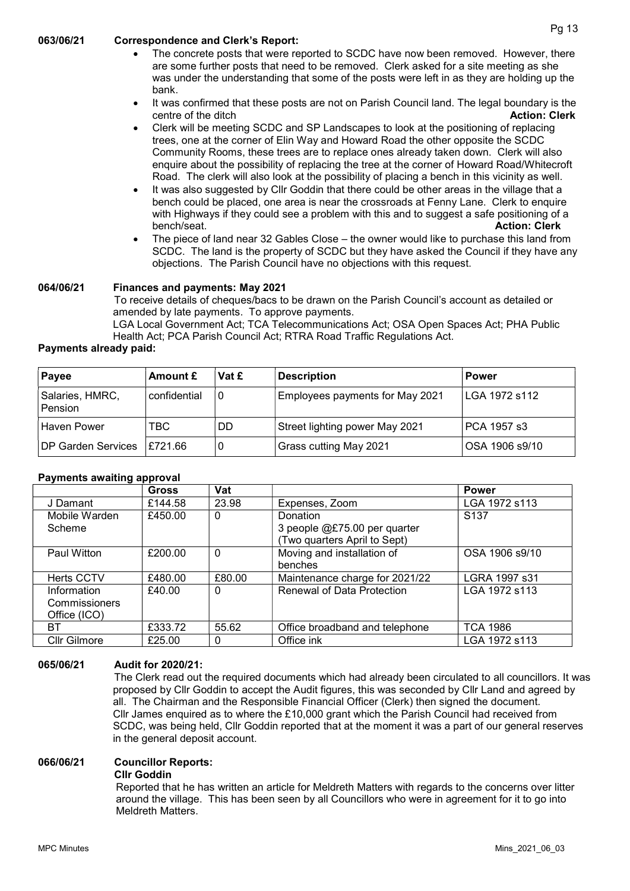**063/06/21 Correspondence and Clerk's Report:**

- The concrete posts that were reported to SCDC have now been removed. However, there are some further posts that need to be removed. Clerk asked for a site meeting as she was under the understanding that some of the posts were left in as they are holding up the bank.
- It was confirmed that these posts are not on Parish Council land. The legal boundary is the centre of the ditch **Action: Clerk**
- Clerk will be meeting SCDC and SP Landscapes to look at the positioning of replacing trees, one at the corner of Elin Way and Howard Road the other opposite the SCDC Community Rooms, these trees are to replace ones already taken down. Clerk will also enquire about the possibility of replacing the tree at the corner of Howard Road/Whitecroft Road. The clerk will also look at the possibility of placing a bench in this vicinity as well.
- It was also suggested by Cllr Goddin that there could be other areas in the village that a bench could be placed, one area is near the crossroads at Fenny Lane. Clerk to enquire with Highways if they could see a problem with this and to suggest a safe positioning of a bench/seat. **Action: Clerk**
- The piece of land near 32 Gables Close – the owner would like to purchase this land from SCDC. The land is the property of SCDC but they have asked the Council if they have any objections. The Parish Council have no objections with this request.

**064/06/21 Finances and payments: May 2021**

To receive details of cheques/bacs to be drawn on the Parish Council's account as detailed or amended by late payments. To approve payments.

LGA Local Government Act; TCA Telecommunications Act; OSA Open Spaces Act; PHA Public Health Act; PCA Parish Council Act; RTRA Road Traffic Regulations Act.

**Payments already paid:**

| Payee | Amount £ | Vat £ | Description | Power |
|---|---|---|---|---|
| Salaries, HMRC, Pension | confidential | 0 | Employees payments for May 2021 | LGA 1972 s112 |
| Haven Power | TBC | DD | Street lighting power May 2021 | PCA 1957 s3 |
| DP Garden Services | £721.66 | 0 | Grass cutting May 2021 | OSA 1906 s9/10 |

**Payments awaiting approval**

| | Gross | Vat | | Power |
|---|---|---|---|---|
| J Damant | £144.58 | 23.98 | Expenses, Zoom | LGA 1972 s113 |
| Mobile Warden Scheme | £450.00 | 0 | Donation 3 people @£75.00 per quarter (Two quarters April to Sept) | S137 |
| Paul Witton | £200.00 | 0 | Moving and installation of benches | OSA 1906 s9/10 |
| Herts CCTV | £480.00 | £80.00 | Maintenance charge for 2021/22 | LGRA 1997 s31 |
| Information Commissioners Office (ICO) | £40.00 | 0 | Renewal of Data Protection | LGA 1972 s113 |
| BT | £333.72 | 55.62 | Office broadband and telephone | TCA 1986 |
| Cllr Gilmore | £25.00 | 0 | Office ink | LGA 1972 s113 |

**065/06/21 Audit for 2020/21:**

The Clerk read out the required documents which had already been circulated to all councillors. It was proposed by Cllr Goddin to accept the Audit figures, this was seconded by Cllr Land and agreed by all. The Chairman and the Responsible Financial Officer (Clerk) then signed the document. Cllr James enquired as to where the £10,000 grant which the Parish Council had received from SCDC, was being held, Cllr Goddin reported that at the moment it was a part of our general reserves in the general deposit account.

**066/06/21 Councillor Reports:**

**Cllr Goddin**

Reported that he has written an article for Meldreth Matters with regards to the concerns over litter around the village. This has been seen by all Councillors who were in agreement for it to go into Meldreth Matters.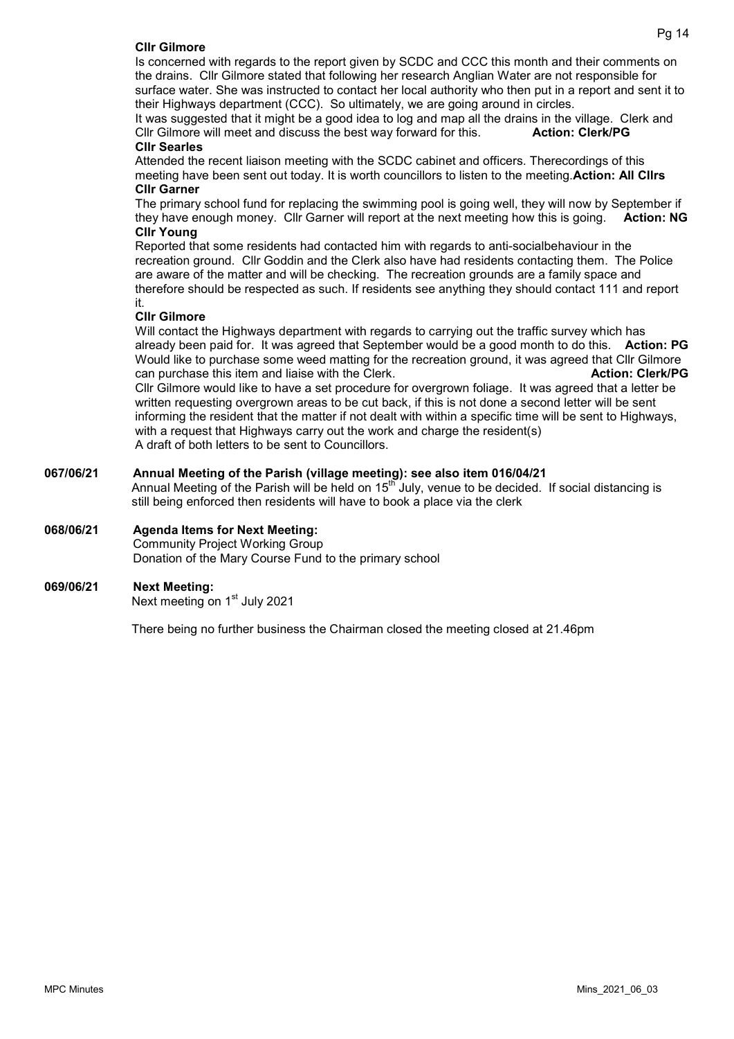**Cllr Gilmore**

Is concerned with regards to the report given by SCDC and CCC this month and their comments on the drains. Cllr Gilmore stated that following her research Anglian Water are not responsible for surface water. She was instructed to contact her local authority who then put in a report and sent it to their Highways department (CCC). So ultimately, we are going around in circles.

It was suggested that it might be a good idea to log and map all the drains in the village. Clerk and Cllr Gilmore will meet and discuss the best way forward for this. **Action: Clerk/PG**

**Cllr Searles**

Attended the recent liaison meeting with the SCDC cabinet and officers. Therecordings of this meeting have been sent out today. It is worth councillors to listen to the meeting.**Action: All Cllrs**

**Cllr Garner**

The primary school fund for replacing the swimming pool is going well, they will now by September if they have enough money. Cllr Garner will report at the next meeting how this is going. **Action: NG**

**Cllr Young**

Reported that some residents had contacted him with regards to anti-socialbehaviour in the recreation ground. Cllr Goddin and the Clerk also have had residents contacting them. The Police are aware of the matter and will be checking. The recreation grounds are a family space and therefore should be respected as such. If residents see anything they should contact 111 and report it.

**Cllr Gilmore**

Will contact the Highways department with regards to carrying out the traffic survey which has already been paid for. It was agreed that September would be a good month to do this. **Action: PG**

Would like to purchase some weed matting for the recreation ground, it was agreed that Cllr Gilmore can purchase this item and liaise with the Clerk. **Action: Clerk/PG**

Cllr Gilmore would like to have a set procedure for overgrown foliage. It was agreed that a letter be written requesting overgrown areas to be cut back, if this is not done a second letter will be sent informing the resident that the matter if not dealt with within a specific time will be sent to Highways, with a request that Highways carry out the work and charge the resident(s)

A draft of both letters to be sent to Councillors.

**067/06/21 Annual Meeting of the Parish (village meeting): see also item 016/04/21**

Annual Meeting of the Parish will be held on 15th July, venue to be decided. If social distancing is still being enforced then residents will have to book a place via the clerk

**068/06/21 Agenda Items for Next Meeting:**

Community Project Working Group
Donation of the Mary Course Fund to the primary school

**069/06/21 Next Meeting:**

Next meeting on 1st July 2021

There being no further business the Chairman closed the meeting closed at 21.46pm